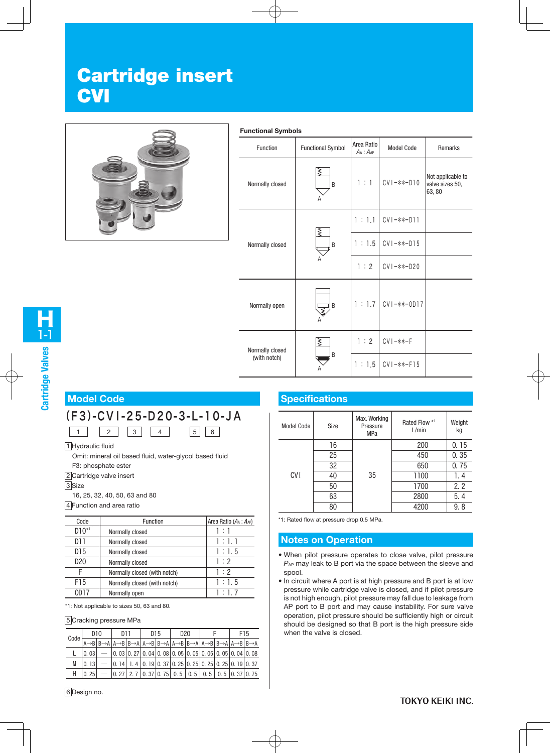# Cartridge insert CVI

### Functional Symbols

| Function | Functional Symbol | Area Ratio $A_A : A_{AP}$ | Model Code | Remarks |
|---|---|---|---|---|
| Normally closed | | 1 : 1 | CVI-**-D10 | Not applicable to valve sizes 50, 63, 80 |
| Normally closed | | 1 : 1.1 | CVI-**-D11 | |
| | | 1 : 1.5 | CVI-**-D15 | |
| | | 1 : 2 | CVI-**-D20 | |
| Normally open | | 1 : 1.7 | CVI-**-OD17 | |
| Normally closed (with notch) | | 1 : 2 | CVI-**-F | |
| | | 1 : 1.5 | CVI-**-F15 | |

## Model Code

**(F3)-CVI-25-D20-3-L-10-JA**

1 Hydraulic fluid
Omit: mineral oil based fluid, water-glycol based fluid
F3: phosphate ester

2 Cartridge valve insert

3 Size
16, 25, 32, 40, 50, 63 and 80

4 Function and area ratio

| Code | Function | Area Ratio ($A_A : A_{AP}$) |
|---|---|---|
| D10*1 | Normally closed | 1 : 1 |
| D11 | Normally closed | 1 : 1.1 |
| D15 | Normally closed | 1 : 1.5 |
| D20 | Normally closed | 1 : 2 |
| F | Normally closed (with notch) | 1 : 2 |
| F15 | Normally closed (with notch) | 1 : 1.5 |
| OD17 | Normally open | 1 : 1.7 |

*1: Not applicable to sizes 50, 63 and 80.

5 Cracking pressure MPa

| Code | D10 | | D11 | | D15 | | D20 | | F | | F15 | |
|---|---|---|---|---|---|---|---|---|---|---|---|---|
| | A→B | B→A | A→B | B→A | A→B | B→A | A→B | B→A | A→B | B→A | A→B | B→A |
| L | 0.03 | — | 0.03 | 0.27 | 0.04 | 0.08 | 0.05 | 0.05 | 0.05 | 0.05 | 0.04 | 0.08 |
| M | 0.13 | — | 0.14 | 1.4 | 0.19 | 0.37 | 0.25 | 0.25 | 0.25 | 0.25 | 0.19 | 0.37 |
| H | 0.25 | — | 0.27 | 2.7 | 0.37 | 0.75 | 0.5 | 0.5 | 0.5 | 0.5 | 0.37 | 0.75 |

6 Design no.

## Specifications

| Model Code | Size | Max. Working Pressure MPa | Rated Flow *1 L/min | Weight kg |
|---|---|---|---|---|
| CVI | 16 | 35 | 200 | 0.15 |
| | 25 | | 450 | 0.35 |
| | 32 | | 650 | 0.75 |
| | 40 | | 1100 | 1.4 |
| | 50 | | 1700 | 2.2 |
| | 63 | | 2800 | 5.4 |
| | 80 | | 4200 | 9.8 |

*1: Rated flow at pressure drop 0.5 MPa.

## Notes on Operation

- When pilot pressure operates to close valve, pilot pressure $P_{AP}$ may leak to B port via the space between the sleeve and spool.
- In circuit where A port is at high pressure and B port is at low pressure while cartridge valve is closed, and if pilot pressure is not high enough, pilot pressure may fall due to leakage from AP port to B port and may cause instability. For sure valve operation, pilot pressure should be sufficiently high or circuit should be designed so that B port is the high pressure side when the valve is closed.

TOKYO KEIKI INC.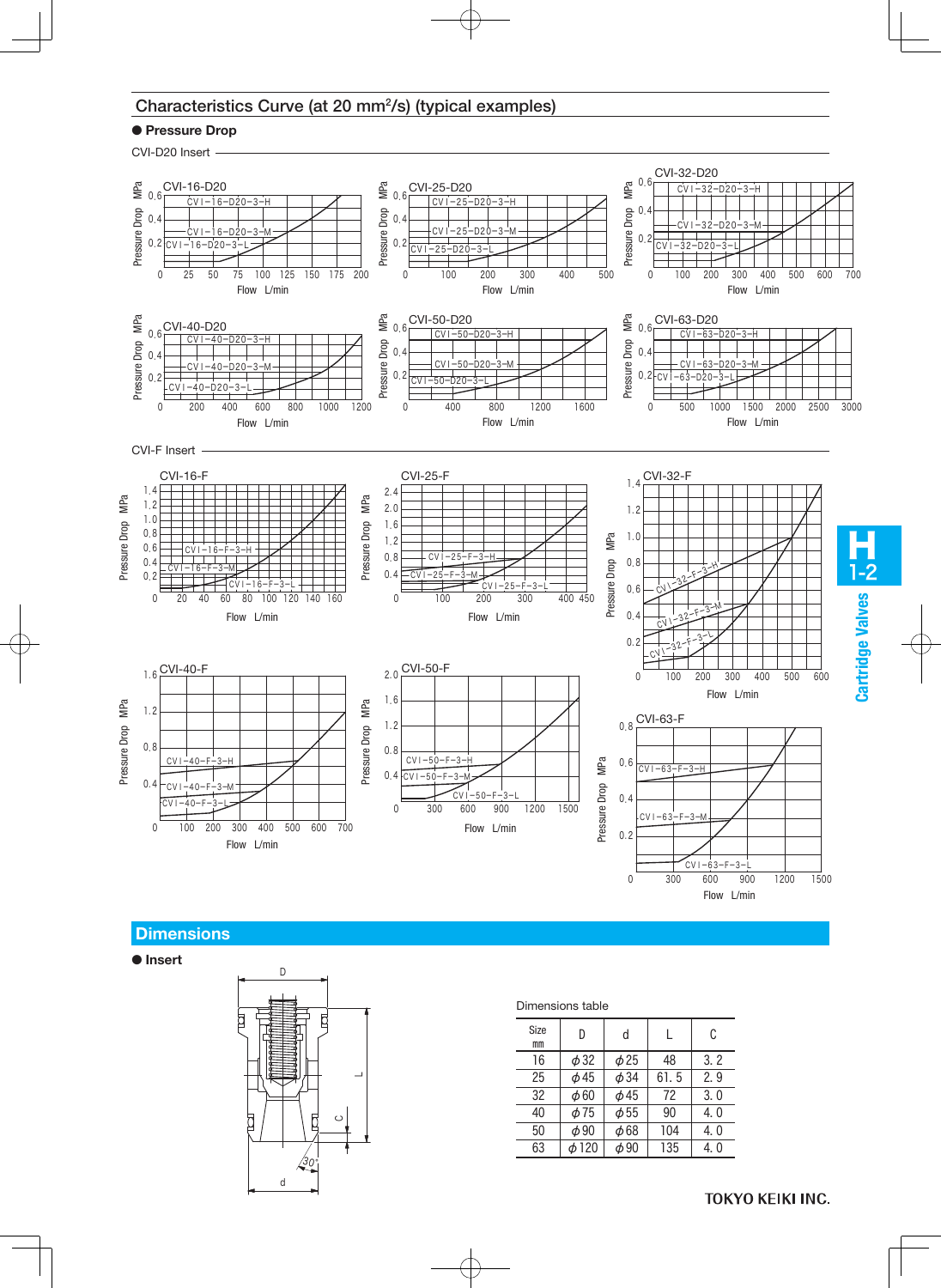## Characteristics Curve (at 20 mm²/s) (typical examples)

### ● Pressure Drop

CVI-D20 Insert

CVI-16-D20 — Pressure Drop MPa vs. Flow L/min (CVI-16-D20-3-H, CVI-16-D20-3-M, CVI-16-D20-3-L)

CVI-25-D20 — Pressure Drop MPa vs. Flow L/min (CVI-25-D20-3-H, CVI-25-D20-3-M, CVI-25-D20-3-L)

CVI-32-D20 — Pressure Drop MPa vs. Flow L/min (CVI-32-D20-3-H, CVI-32-D20-3-M, CVI-32-D20-3-L)

CVI-40-D20 — Pressure Drop MPa vs. Flow L/min (CVI-40-D20-3-H, CVI-40-D20-3-M, CVI-40-D20-3-L)

CVI-50-D20 — Pressure Drop MPa vs. Flow L/min (CVI-50-D20-3-H, CVI-50-D20-3-M, CVI-50-D20-3-L)

CVI-63-D20 — Pressure Drop MPa vs. Flow L/min (CVI-63-D20-3-H, CVI-63-D20-3-M, CVI-63-D20-3-L)

CVI-F Insert

CVI-16-F — Pressure Drop MPa vs. Flow L/min (CVI-16-F-3-H, CVI-16-F-3-M, CVI-16-F-3-L)

CVI-25-F — Pressure Drop MPa vs. Flow L/min (CVI-25-F-3-H, CVI-25-F-3-M, CVI-25-F-3-L)

CVI-32-F — Pressure Drop MPa vs. Flow L/min (CVI-32-F-3-H, CVI-32-F-3-M, CVI-32-F-3-L)

CVI-40-F — Pressure Drop MPa vs. Flow L/min (CVI-40-F-3-H, CVI-40-F-3-M, CVI-40-F-3-L)

CVI-50-F — Pressure Drop MPa vs. Flow L/min (CVI-50-F-3-H, CVI-50-F-3-M, CVI-50-F-3-L)

CVI-63-F — Pressure Drop MPa vs. Flow L/min (CVI-63-F-3-H, CVI-63-F-3-M, CVI-63-F-3-L)

## Dimensions

### ● Insert

Dimensions table

| Size mm | D | d | L | C |
|---|---|---|---|---|
| 16 | φ32 | φ25 | 48 | 3. 2 |
| 25 | φ45 | φ34 | 61. 5 | 2. 9 |
| 32 | φ60 | φ45 | 72 | 3. 0 |
| 40 | φ75 | φ55 | 90 | 4. 0 |
| 50 | φ90 | φ68 | 104 | 4. 0 |
| 63 | φ120 | φ90 | 135 | 4. 0 |

TOKYO KEIKI INC.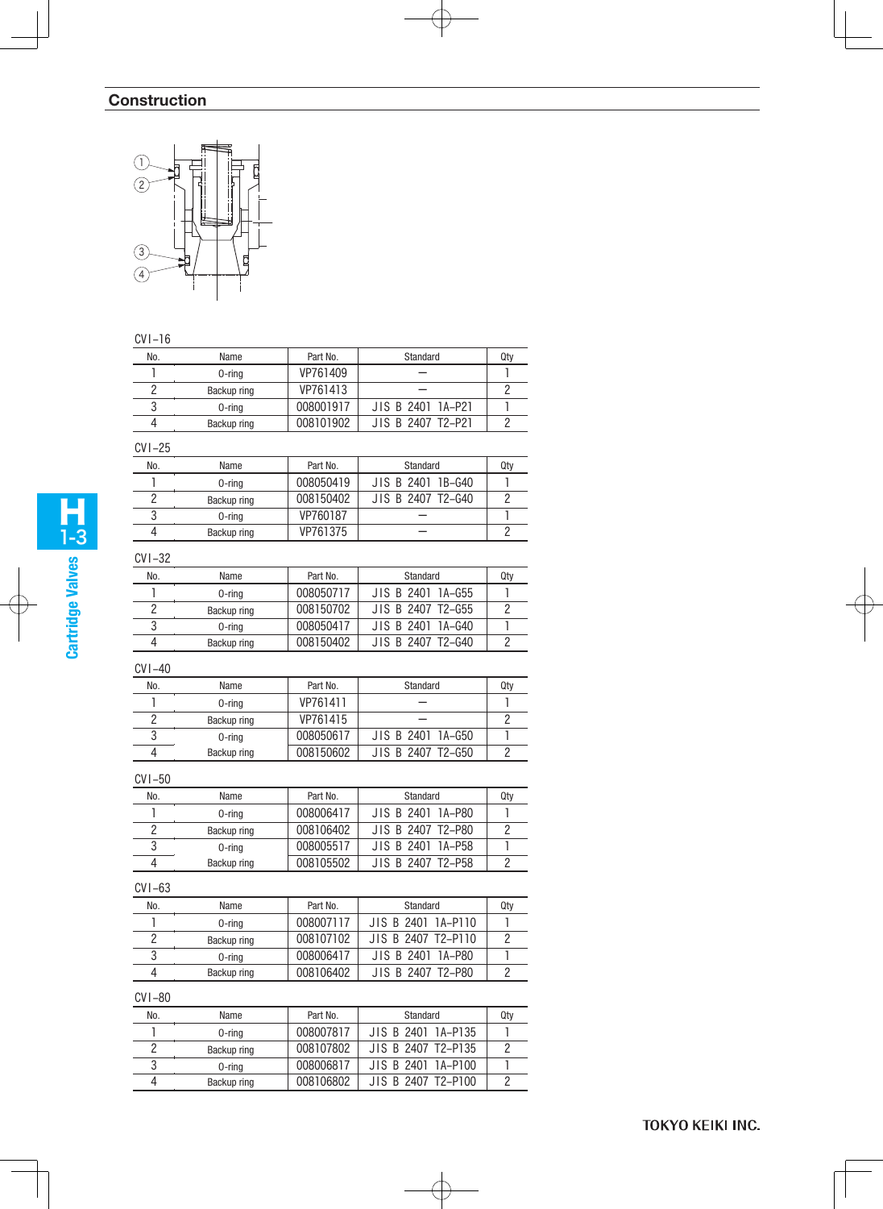## Construction

CVI-16

| No. | Name | Part No. | Standard | Qty |
|---|---|---|---|---|
| 1 | O-ring | VP761409 | — | 1 |
| 2 | Backup ring | VP761413 | — | 2 |
| 3 | O-ring | 008001917 | JIS B 2401 1A-P21 | 1 |
| 4 | Backup ring | 008101902 | JIS B 2407 T2-P21 | 2 |

CVI-25

| No. | Name | Part No. | Standard | Qty |
|---|---|---|---|---|
| 1 | O-ring | 008050419 | JIS B 2401 1B-G40 | 1 |
| 2 | Backup ring | 008150402 | JIS B 2407 T2-G40 | 2 |
| 3 | O-ring | VP760187 | — | 1 |
| 4 | Backup ring | VP761375 | — | 2 |

CVI-32

| No. | Name | Part No. | Standard | Qty |
|---|---|---|---|---|
| 1 | O-ring | 008050717 | JIS B 2401 1A-G55 | 1 |
| 2 | Backup ring | 008150702 | JIS B 2407 T2-G55 | 2 |
| 3 | O-ring | 008050417 | JIS B 2401 1A-G40 | 1 |
| 4 | Backup ring | 008150402 | JIS B 2407 T2-G40 | 2 |

CVI-40

| No. | Name | Part No. | Standard | Qty |
|---|---|---|---|---|
| 1 | O-ring | VP761411 | — | 1 |
| 2 | Backup ring | VP761415 | — | 2 |
| 3 | O-ring | 008050617 | JIS B 2401 1A-G50 | 1 |
| 4 | Backup ring | 008150602 | JIS B 2407 T2-G50 | 2 |

CVI-50

| No. | Name | Part No. | Standard | Qty |
|---|---|---|---|---|
| 1 | O-ring | 008006417 | JIS B 2401 1A-P80 | 1 |
| 2 | Backup ring | 008106402 | JIS B 2407 T2-P80 | 2 |
| 3 | O-ring | 008005517 | JIS B 2401 1A-P58 | 1 |
| 4 | Backup ring | 008105502 | JIS B 2407 T2-P58 | 2 |

CVI-63

| No. | Name | Part No. | Standard | Qty |
|---|---|---|---|---|
| 1 | O-ring | 008007117 | JIS B 2401 1A-P110 | 1 |
| 2 | Backup ring | 008107102 | JIS B 2407 T2-P110 | 2 |
| 3 | O-ring | 008006417 | JIS B 2401 1A-P80 | 1 |
| 4 | Backup ring | 008106402 | JIS B 2407 T2-P80 | 2 |

CVI-80

| No. | Name | Part No. | Standard | Qty |
|---|---|---|---|---|
| 1 | O-ring | 008007817 | JIS B 2401 1A-P135 | 1 |
| 2 | Backup ring | 008107802 | JIS B 2407 T2-P135 | 2 |
| 3 | O-ring | 008006817 | JIS B 2401 1A-P100 | 1 |
| 4 | Backup ring | 008106802 | JIS B 2407 T2-P100 | 2 |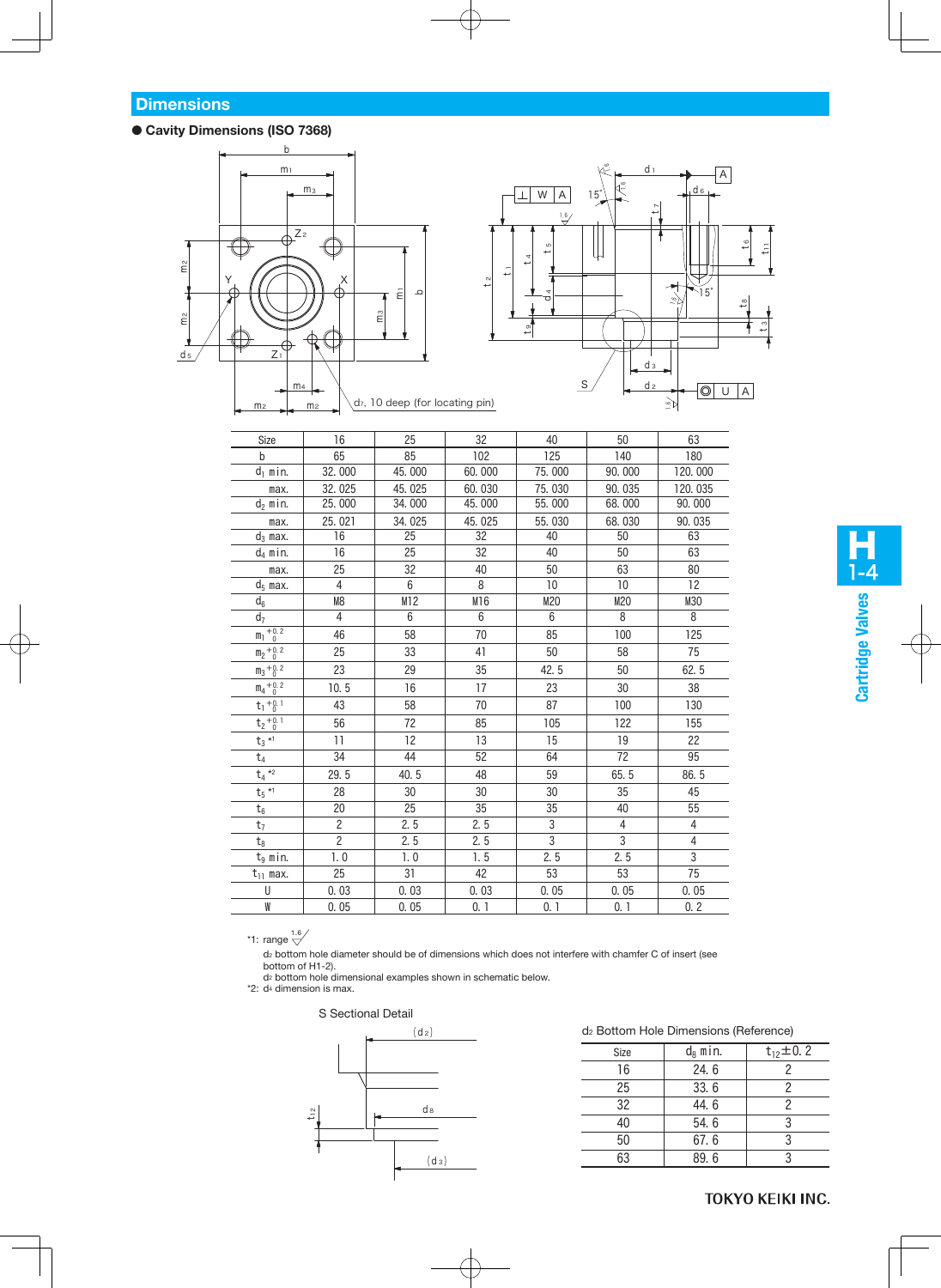## Dimensions

### ● Cavity Dimensions (ISO 7368)

$d_7$, 10 deep (for locating pin)

| Size | 16 | 25 | 32 | 40 | 50 | 63 |
|---|---|---|---|---|---|---|
| b | 65 | 85 | 102 | 125 | 140 | 180 |
| $d_1$ min. | 32.000 | 45.000 | 60.000 | 75.000 | 90.000 | 120.000 |
| max. | 32.025 | 45.025 | 60.030 | 75.030 | 90.035 | 120.035 |
| $d_2$ min. | 25.000 | 34.000 | 45.000 | 55.000 | 68.000 | 90.000 |
| max. | 25.021 | 34.025 | 45.025 | 55.030 | 68.030 | 90.035 |
| $d_3$ max. | 16 | 25 | 32 | 40 | 50 | 63 |
| $d_4$ min. | 16 | 25 | 32 | 40 | 50 | 63 |
| max. | 25 | 32 | 40 | 50 | 63 | 80 |
| $d_5$ max. | 4 | 6 | 8 | 10 | 10 | 12 |
| $d_6$ | M8 | M12 | M16 | M20 | M20 | M30 |
| $d_7$ | 4 | 6 | 6 | 6 | 8 | 8 |
| $m_1{}^{+0.2}_{0}$ | 46 | 58 | 70 | 85 | 100 | 125 |
| $m_2{}^{+0.2}_{0}$ | 25 | 33 | 41 | 50 | 58 | 75 |
| $m_3{}^{+0.2}_{0}$ | 23 | 29 | 35 | 42.5 | 50 | 62.5 |
| $m_4{}^{+0.2}_{0}$ | 10.5 | 16 | 17 | 23 | 30 | 38 |
| $t_1{}^{+0.1}_{0}$ | 43 | 58 | 70 | 87 | 100 | 130 |
| $t_2{}^{+0.1}_{0}$ | 56 | 72 | 85 | 105 | 122 | 155 |
| $t_3$ *1 | 11 | 12 | 13 | 15 | 19 | 22 |
| $t_4$ | 34 | 44 | 52 | 64 | 72 | 95 |
| $t_4$ *2 | 29.5 | 40.5 | 48 | 59 | 65.5 | 86.5 |
| $t_5$ *1 | 28 | 30 | 30 | 30 | 35 | 45 |
| $t_6$ | 20 | 25 | 35 | 35 | 40 | 55 |
| $t_7$ | 2 | 2.5 | 2.5 | 3 | 4 | 4 |
| $t_8$ | 2 | 2.5 | 2.5 | 3 | 3 | 4 |
| $t_9$ min. | 1.0 | 1.0 | 1.5 | 2.5 | 2.5 | 3 |
| $t_{11}$ max. | 25 | 31 | 42 | 53 | 53 | 75 |
| U | 0.03 | 0.03 | 0.03 | 0.05 | 0.05 | 0.05 |
| W | 0.05 | 0.05 | 0.1 | 0.1 | 0.1 | 0.2 |

*1: range 1.6

$d_2$ bottom hole diameter should be of dimensions which does not interfere with chamfer C of insert (see bottom of H1-2).

$d_2$ bottom hole dimensional examples shown in schematic below.

*2: $d_4$ dimension is max.

S Sectional Detail

$d_2$ Bottom Hole Dimensions (Reference)

| Size | $d_8$ min. | $t_{12}$ ±0.2 |
|---|---|---|
| 16 | 24.6 | 2 |
| 25 | 33.6 | 2 |
| 32 | 44.6 | 2 |
| 40 | 54.6 | 3 |
| 50 | 67.6 | 3 |
| 63 | 89.6 | 3 |

TOKYO KEIKI INC.